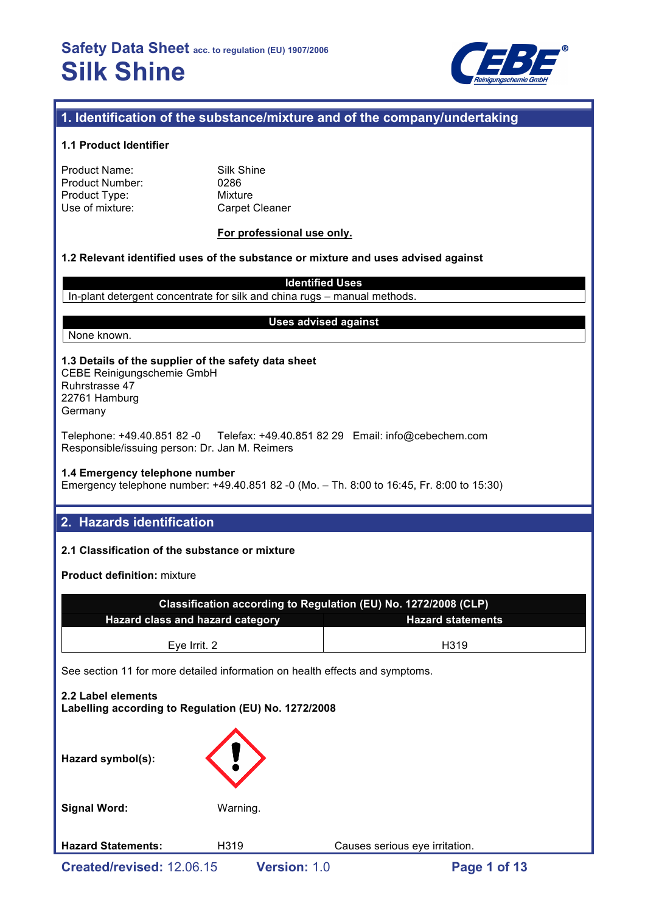# Safety Data Sheet acc. to regulation (EU) 1907/2006

# Silk Shine

## 1. Identification of the substance/mixture and of the company/undertaking

### 1.1 Product Identifier

Product Name: Silk Shine
Product Number: 0286
Product Type: Mixture
Use of mixture: Carpet Cleaner

**For professional use only.**

### 1.2 Relevant identified uses of the substance or mixture and uses advised against

| Identified Uses |
|---|
| In-plant detergent concentrate for silk and china rugs – manual methods. |

| Uses advised against |
|---|
| None known. |

### 1.3 Details of the supplier of the safety data sheet

CEBE Reinigungschemie GmbH
Ruhrstrasse 47
22761 Hamburg
Germany

Telephone: +49.40.851 82 -0 Telefax: +49.40.851 82 29 Email: info@cebechem.com
Responsible/issuing person: Dr. Jan M. Reimers

### 1.4 Emergency telephone number

Emergency telephone number: +49.40.851 82 -0 (Mo. – Th. 8:00 to 16:45, Fr. 8:00 to 15:30)

## 2. Hazards identification

### 2.1 Classification of the substance or mixture

**Product definition:** mixture

| Classification according to Regulation (EU) No. 1272/2008 (CLP) | |
|---|---|
| **Hazard class and hazard category** | **Hazard statements** |
| Eye Irrit. 2 | H319 |

See section 11 for more detailed information on health effects and symptoms.

### 2.2 Label elements

**Labelling according to Regulation (EU) No. 1272/2008**

**Hazard symbol(s):**

**Signal Word:** Warning.

**Hazard Statements:** H319 Causes serious eye irritation.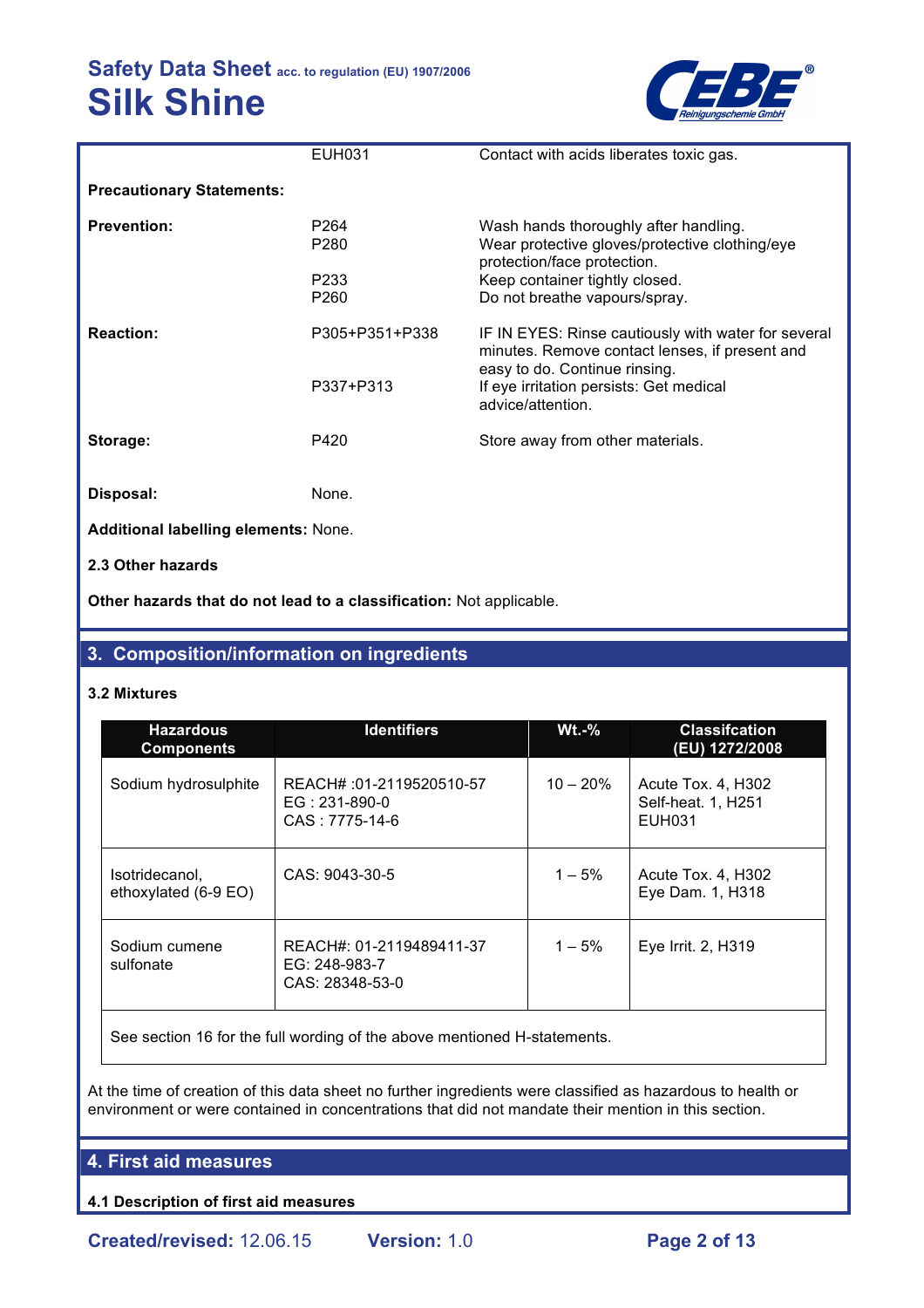| | EUH031 | Contact with acids liberates toxic gas. |
|---|---|---|

**Precautionary Statements:**

| | | |
|---|---|---|
| **Prevention:** | P264 | Wash hands thoroughly after handling. |
| | P280 | Wear protective gloves/protective clothing/eye protection/face protection. |
| | P233 | Keep container tightly closed. |
| | P260 | Do not breathe vapours/spray. |
| **Reaction:** | P305+P351+P338 | IF IN EYES: Rinse cautiously with water for several minutes. Remove contact lenses, if present and easy to do. Continue rinsing. |
| | P337+P313 | If eye irritation persists: Get medical advice/attention. |
| **Storage:** | P420 | Store away from other materials. |
| **Disposal:** | None. | |

**Additional labelling elements:** None.

**2.3 Other hazards**

**Other hazards that do not lead to a classification:** Not applicable.

## 3. Composition/information on ingredients

**3.2 Mixtures**

| Hazardous Components | Identifiers | Wt.-% | Classifcation (EU) 1272/2008 |
|---|---|---|---|
| Sodium hydrosulphite | REACH# :01-2119520510-57<br>EG : 231-890-0<br>CAS : 7775-14-6 | 10 – 20% | Acute Tox. 4, H302<br>Self-heat. 1, H251<br>EUH031 |
| Isotridecanol, ethoxylated (6-9 EO) | CAS: 9043-30-5 | 1 – 5% | Acute Tox. 4, H302<br>Eye Dam. 1, H318 |
| Sodium cumene sulfonate | REACH#: 01-2119489411-37<br>EG: 248-983-7<br>CAS: 28348-53-0 | 1 – 5% | Eye Irrit. 2, H319 |
| See section 16 for the full wording of the above mentioned H-statements. | | | |

At the time of creation of this data sheet no further ingredients were classified as hazardous to health or environment or were contained in concentrations that did not mandate their mention in this section.

## 4. First aid measures

**4.1 Description of first aid measures**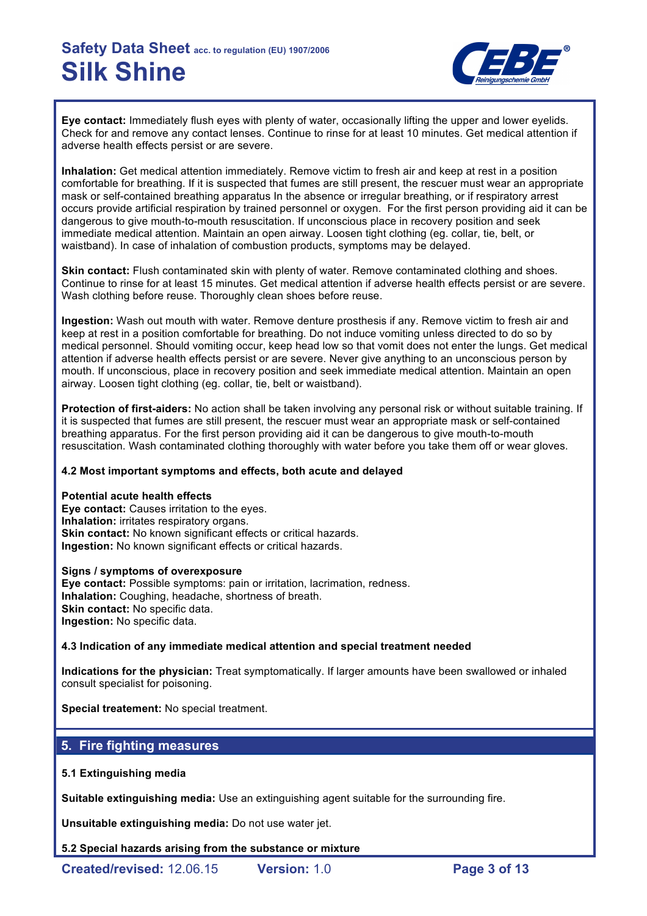**Eye contact:** Immediately flush eyes with plenty of water, occasionally lifting the upper and lower eyelids. Check for and remove any contact lenses. Continue to rinse for at least 10 minutes. Get medical attention if adverse health effects persist or are severe.

**Inhalation:** Get medical attention immediately. Remove victim to fresh air and keep at rest in a position comfortable for breathing. If it is suspected that fumes are still present, the rescuer must wear an appropriate mask or self-contained breathing apparatus In the absence or irregular breathing, or if respiratory arrest occurs provide artificial respiration by trained personnel or oxygen. For the first person providing aid it can be dangerous to give mouth-to-mouth resuscitation. If unconscious place in recovery position and seek immediate medical attention. Maintain an open airway. Loosen tight clothing (eg. collar, tie, belt, or waistband). In case of inhalation of combustion products, symptoms may be delayed.

**Skin contact:** Flush contaminated skin with plenty of water. Remove contaminated clothing and shoes. Continue to rinse for at least 15 minutes. Get medical attention if adverse health effects persist or are severe. Wash clothing before reuse. Thoroughly clean shoes before reuse.

**Ingestion:** Wash out mouth with water. Remove denture prosthesis if any. Remove victim to fresh air and keep at rest in a position comfortable for breathing. Do not induce vomiting unless directed to do so by medical personnel. Should vomiting occur, keep head low so that vomit does not enter the lungs. Get medical attention if adverse health effects persist or are severe. Never give anything to an unconscious person by mouth. If unconscious, place in recovery position and seek immediate medical attention. Maintain an open airway. Loosen tight clothing (eg. collar, tie, belt or waistband).

**Protection of first-aiders:** No action shall be taken involving any personal risk or without suitable training. If it is suspected that fumes are still present, the rescuer must wear an appropriate mask or self-contained breathing apparatus. For the first person providing aid it can be dangerous to give mouth-to-mouth resuscitation. Wash contaminated clothing thoroughly with water before you take them off or wear gloves.

### 4.2 Most important symptoms and effects, both acute and delayed

**Potential acute health effects**
**Eye contact:** Causes irritation to the eyes.
**Inhalation:** irritates respiratory organs.
**Skin contact:** No known significant effects or critical hazards.
**Ingestion:** No known significant effects or critical hazards.

**Signs / symptoms of overexposure**
**Eye contact:** Possible symptoms: pain or irritation, lacrimation, redness.
**Inhalation:** Coughing, headache, shortness of breath.
**Skin contact:** No specific data.
**Ingestion:** No specific data.

### 4.3 Indication of any immediate medical attention and special treatment needed

**Indications for the physician:** Treat symptomatically. If larger amounts have been swallowed or inhaled consult specialist for poisoning.

**Special treatement:** No special treatment.

## 5. Fire fighting measures

### 5.1 Extinguishing media

**Suitable extinguishing media:** Use an extinguishing agent suitable for the surrounding fire.

**Unsuitable extinguishing media:** Do not use water jet.

### 5.2 Special hazards arising from the substance or mixture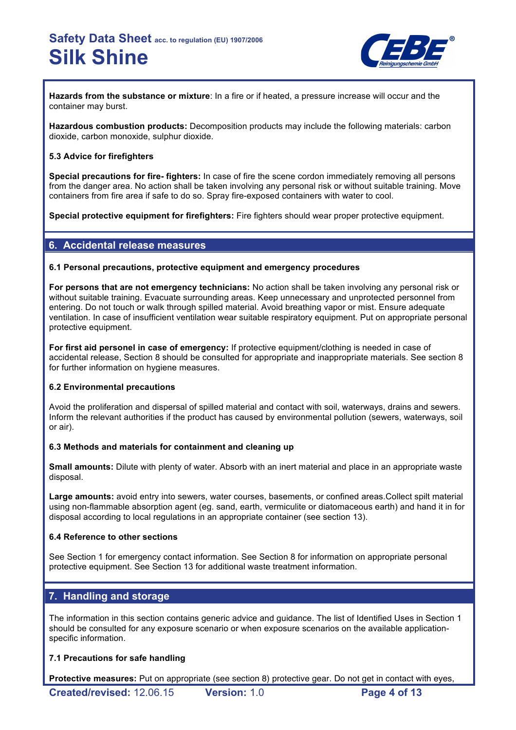**Hazards from the substance or mixture**: In a fire or if heated, a pressure increase will occur and the container may burst.

**Hazardous combustion products:** Decomposition products may include the following materials: carbon dioxide, carbon monoxide, sulphur dioxide.

**5.3 Advice for firefighters**

**Special precautions for fire- fighters:** In case of fire the scene cordon immediately removing all persons from the danger area. No action shall be taken involving any personal risk or without suitable training. Move containers from fire area if safe to do so. Spray fire-exposed containers with water to cool.

**Special protective equipment for firefighters:** Fire fighters should wear proper protective equipment.

## 6. Accidental release measures

**6.1 Personal precautions, protective equipment and emergency procedures**

**For persons that are not emergency technicians:** No action shall be taken involving any personal risk or without suitable training. Evacuate surrounding areas. Keep unnecessary and unprotected personnel from entering. Do not touch or walk through spilled material. Avoid breathing vapor or mist. Ensure adequate ventilation. In case of insufficient ventilation wear suitable respiratory equipment. Put on appropriate personal protective equipment.

**For first aid personel in case of emergency:** If protective equipment/clothing is needed in case of accidental release, Section 8 should be consulted for appropriate and inappropriate materials. See section 8 for further information on hygiene measures.

**6.2 Environmental precautions**

Avoid the proliferation and dispersal of spilled material and contact with soil, waterways, drains and sewers. Inform the relevant authorities if the product has caused by environmental pollution (sewers, waterways, soil or air).

**6.3 Methods and materials for containment and cleaning up**

**Small amounts:** Dilute with plenty of water. Absorb with an inert material and place in an appropriate waste disposal.

**Large amounts:** avoid entry into sewers, water courses, basements, or confined areas.Collect spilt material using non-flammable absorption agent (eg. sand, earth, vermiculite or diatomaceous earth) and hand it in for disposal according to local regulations in an appropriate container (see section 13).

**6.4 Reference to other sections**

See Section 1 for emergency contact information. See Section 8 for information on appropriate personal protective equipment. See Section 13 for additional waste treatment information.

## 7. Handling and storage

The information in this section contains generic advice and guidance. The list of Identified Uses in Section 1 should be consulted for any exposure scenario or when exposure scenarios on the available application-specific information.

**7.1 Precautions for safe handling**

**Protective measures:** Put on appropriate (see section 8) protective gear. Do not get in contact with eyes,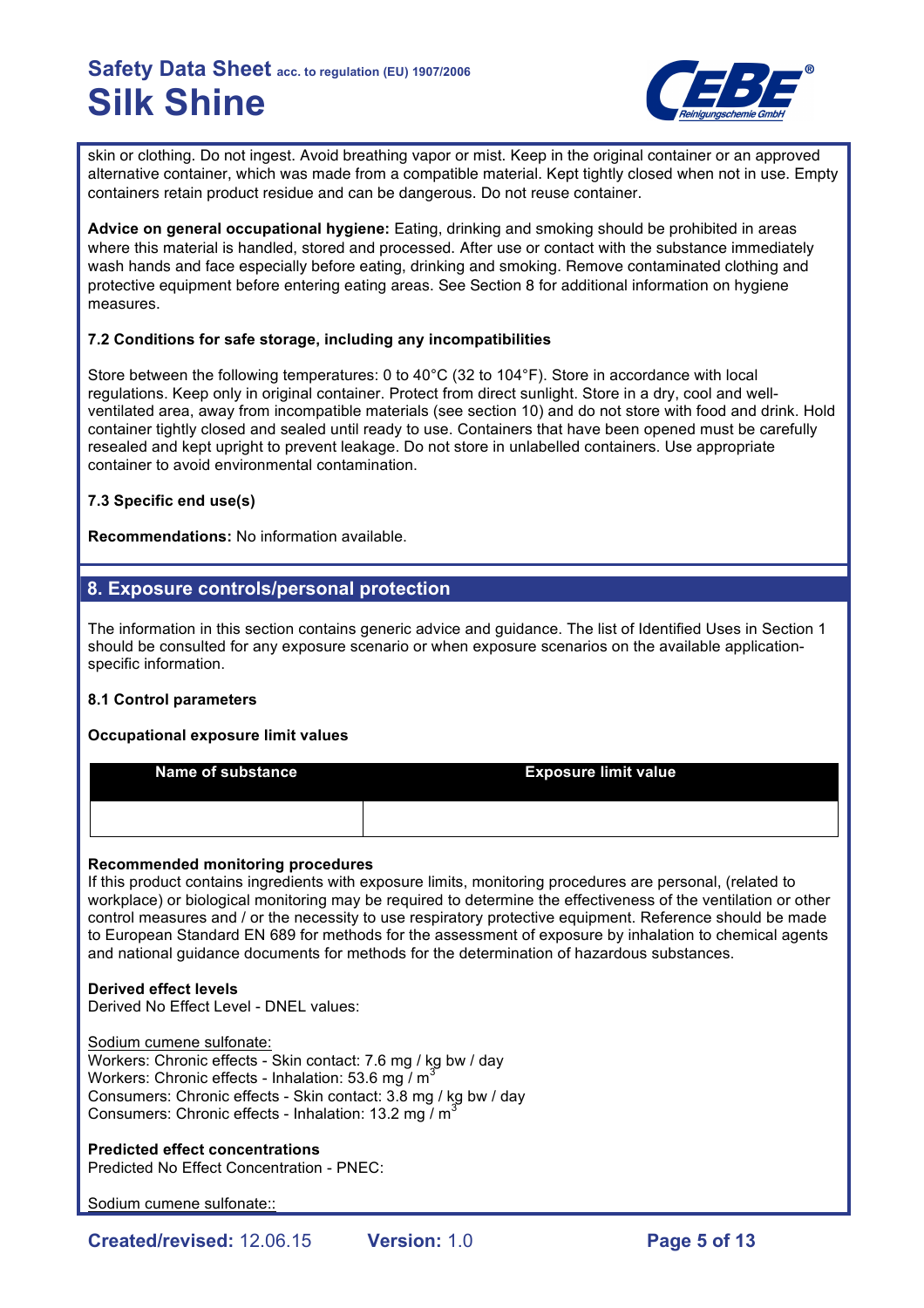skin or clothing. Do not ingest. Avoid breathing vapor or mist. Keep in the original container or an approved alternative container, which was made from a compatible material. Kept tightly closed when not in use. Empty containers retain product residue and can be dangerous. Do not reuse container.

**Advice on general occupational hygiene:** Eating, drinking and smoking should be prohibited in areas where this material is handled, stored and processed. After use or contact with the substance immediately wash hands and face especially before eating, drinking and smoking. Remove contaminated clothing and protective equipment before entering eating areas. See Section 8 for additional information on hygiene measures.

### 7.2 Conditions for safe storage, including any incompatibilities

Store between the following temperatures: 0 to 40°C (32 to 104°F). Store in accordance with local regulations. Keep only in original container. Protect from direct sunlight. Store in a dry, cool and well-ventilated area, away from incompatible materials (see section 10) and do not store with food and drink. Hold container tightly closed and sealed until ready to use. Containers that have been opened must be carefully resealed and kept upright to prevent leakage. Do not store in unlabelled containers. Use appropriate container to avoid environmental contamination.

### 7.3 Specific end use(s)

**Recommendations:** No information available.

## 8. Exposure controls/personal protection

The information in this section contains generic advice and guidance. The list of Identified Uses in Section 1 should be consulted for any exposure scenario or when exposure scenarios on the available application-specific information.

### 8.1 Control parameters

**Occupational exposure limit values**

| Name of substance | Exposure limit value |
|---|---|
| | |

**Recommended monitoring procedures**
If this product contains ingredients with exposure limits, monitoring procedures are personal, (related to workplace) or biological monitoring may be required to determine the effectiveness of the ventilation or other control measures and / or the necessity to use respiratory protective equipment. Reference should be made to European Standard EN 689 for methods for the assessment of exposure by inhalation to chemical agents and national guidance documents for methods for the determination of hazardous substances.

**Derived effect levels**
Derived No Effect Level - DNEL values:

Sodium cumene sulfonate:
Workers: Chronic effects - Skin contact: 7.6 mg / kg bw / day
Workers: Chronic effects - Inhalation: 53.6 mg / $m^3$
Consumers: Chronic effects - Skin contact: 3.8 mg / kg bw / day
Consumers: Chronic effects - Inhalation: 13.2 mg / $m^3$

**Predicted effect concentrations**
Predicted No Effect Concentration - PNEC:

Sodium cumene sulfonate::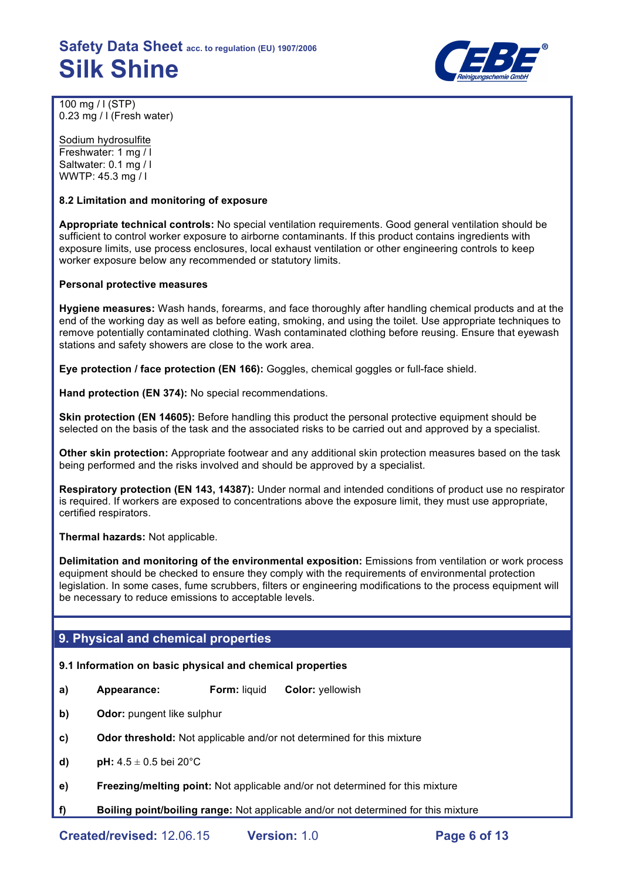100 mg / l (STP)
0.23 mg / l (Fresh water)

Sodium hydrosulfite
Freshwater: 1 mg / l
Saltwater: 0.1 mg / l
WWTP: 45.3 mg / l

### 8.2 Limitation and monitoring of exposure

**Appropriate technical controls:** No special ventilation requirements. Good general ventilation should be sufficient to control worker exposure to airborne contaminants. If this product contains ingredients with exposure limits, use process enclosures, local exhaust ventilation or other engineering controls to keep worker exposure below any recommended or statutory limits.

**Personal protective measures**

**Hygiene measures:** Wash hands, forearms, and face thoroughly after handling chemical products and at the end of the working day as well as before eating, smoking, and using the toilet. Use appropriate techniques to remove potentially contaminated clothing. Wash contaminated clothing before reusing. Ensure that eyewash stations and safety showers are close to the work area.

**Eye protection / face protection (EN 166):** Goggles, chemical goggles or full-face shield.

**Hand protection (EN 374):** No special recommendations.

**Skin protection (EN 14605):** Before handling this product the personal protective equipment should be selected on the basis of the task and the associated risks to be carried out and approved by a specialist.

**Other skin protection:** Appropriate footwear and any additional skin protection measures based on the task being performed and the risks involved and should be approved by a specialist.

**Respiratory protection (EN 143, 14387):** Under normal and intended conditions of product use no respirator is required. If workers are exposed to concentrations above the exposure limit, they must use appropriate, certified respirators.

**Thermal hazards:** Not applicable.

**Delimitation and monitoring of the environmental exposition:** Emissions from ventilation or work process equipment should be checked to ensure they comply with the requirements of environmental protection legislation. In some cases, fume scrubbers, filters or engineering modifications to the process equipment will be necessary to reduce emissions to acceptable levels.

## 9. Physical and chemical properties

### 9.1 Information on basic physical and chemical properties

- **a)** **Appearance:** **Form:** liquid **Color:** yellowish
- **b)** **Odor:** pungent like sulphur
- **c)** **Odor threshold:** Not applicable and/or not determined for this mixture
- **d)** **pH:** 4.5 ± 0.5 bei 20°C
- **e)** **Freezing/melting point:** Not applicable and/or not determined for this mixture
- **f)** **Boiling point/boiling range:** Not applicable and/or not determined for this mixture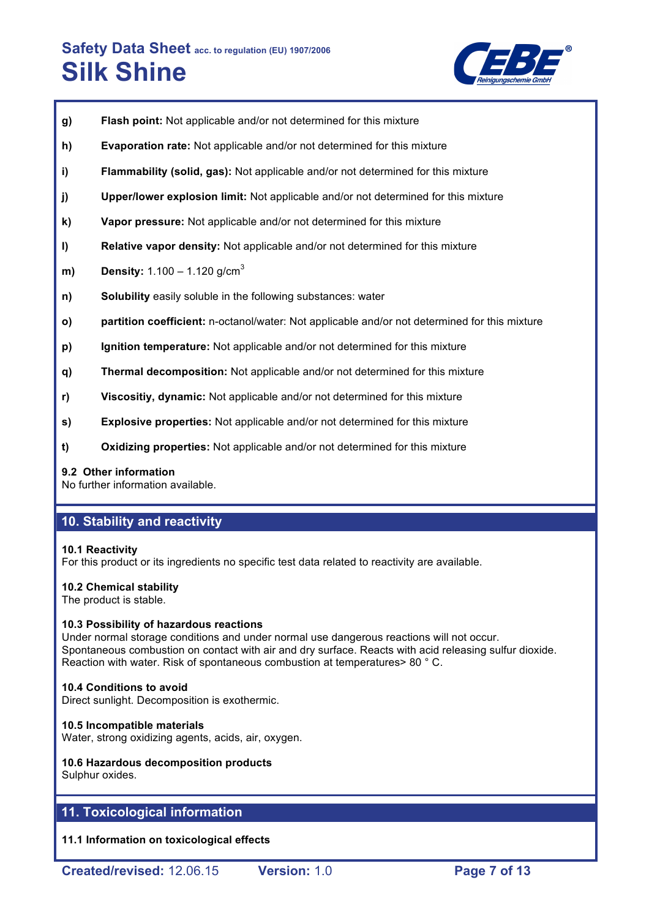**g)** **Flash point:** Not applicable and/or not determined for this mixture

**h)** **Evaporation rate:** Not applicable and/or not determined for this mixture

**i)** **Flammability (solid, gas):** Not applicable and/or not determined for this mixture

**j)** **Upper/lower explosion limit:** Not applicable and/or not determined for this mixture

**k)** **Vapor pressure:** Not applicable and/or not determined for this mixture

**l)** **Relative vapor density:** Not applicable and/or not determined for this mixture

**m)** **Density:** 1.100 – 1.120 g/cm$^3$

**n)** **Solubility** easily soluble in the following substances: water

**o)** **partition coefficient:** n-octanol/water: Not applicable and/or not determined for this mixture

**p)** **Ignition temperature:** Not applicable and/or not determined for this mixture

**q)** **Thermal decomposition:** Not applicable and/or not determined for this mixture

**r)** **Viscositiy, dynamic:** Not applicable and/or not determined for this mixture

**s)** **Explosive properties:** Not applicable and/or not determined for this mixture

**t)** **Oxidizing properties:** Not applicable and/or not determined for this mixture

**9.2 Other information**
No further information available.

## 10. Stability and reactivity

**10.1 Reactivity**
For this product or its ingredients no specific test data related to reactivity are available.

**10.2 Chemical stability**
The product is stable.

**10.3 Possibility of hazardous reactions**
Under normal storage conditions and under normal use dangerous reactions will not occur.
Spontaneous combustion on contact with air and dry surface. Reacts with acid releasing sulfur dioxide.
Reaction with water. Risk of spontaneous combustion at temperatures> 80 ° C.

**10.4 Conditions to avoid**
Direct sunlight. Decomposition is exothermic.

**10.5 Incompatible materials**
Water, strong oxidizing agents, acids, air, oxygen.

**10.6 Hazardous decomposition products**
Sulphur oxides.

## 11. Toxicological information

**11.1 Information on toxicological effects**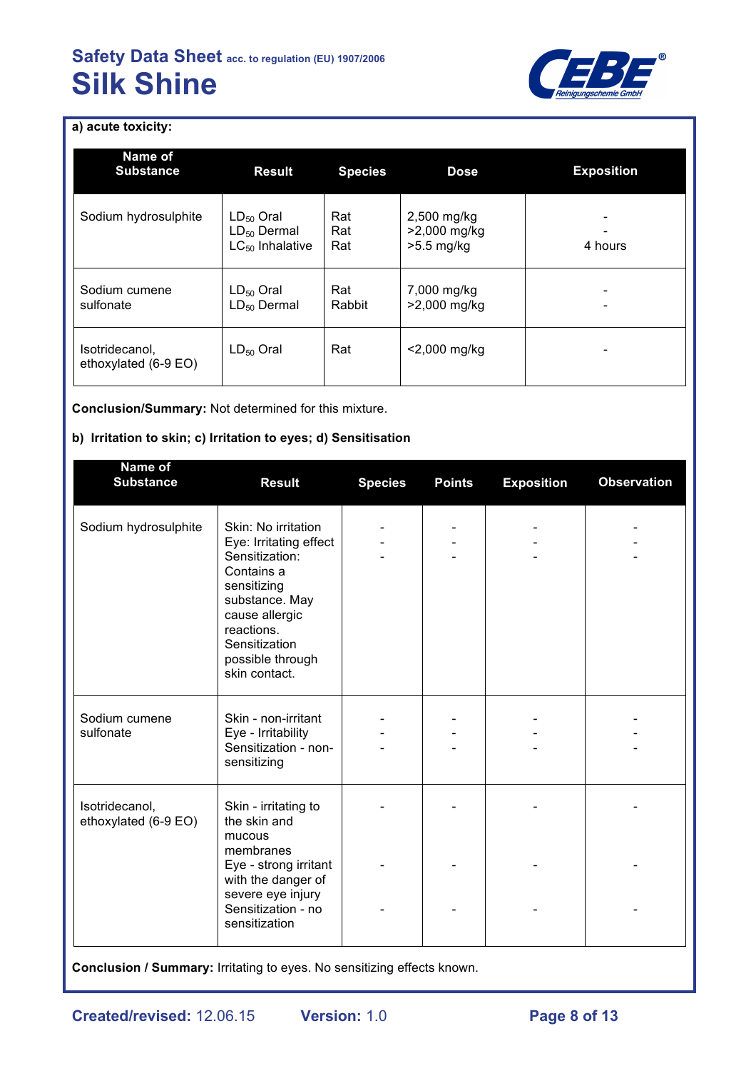**a) acute toxicity:**

| Name of Substance | Result | Species | Dose | Exposition |
|---|---|---|---|---|
| Sodium hydrosulphite | $LD_{50}$ Oral<br>$LD_{50}$ Dermal<br>$LC_{50}$ Inhalative | Rat<br>Rat<br>Rat | 2,500 mg/kg<br>>2,000 mg/kg<br>>5.5 mg/kg | -<br>-<br>4 hours |
| Sodium cumene sulfonate | $LD_{50}$ Oral<br>$LD_{50}$ Dermal | Rat<br>Rabbit | 7,000 mg/kg<br>>2,000 mg/kg | -<br>- |
| Isotridecanol, ethoxylated (6-9 EO) | $LD_{50}$ Oral | Rat | <2,000 mg/kg | - |

**Conclusion/Summary:** Not determined for this mixture.

**b) Irritation to skin; c) Irritation to eyes; d) Sensitisation**

| Name of Substance | Result | Species | Points | Exposition | Observation |
|---|---|---|---|---|---|
| Sodium hydrosulphite | Skin: No irritation<br>Eye: Irritating effect<br>Sensitization: Contains a sensitizing substance. May cause allergic reactions. Sensitization possible through skin contact. | -<br>-<br>- | -<br>-<br>- | -<br>-<br>- | -<br>-<br>- |
| Sodium cumene sulfonate | Skin - non-irritant<br>Eye - Irritability<br>Sensitization - non-sensitizing | -<br>-<br>- | -<br>-<br>- | -<br>-<br>- | -<br>-<br>- |
| Isotridecanol, ethoxylated (6-9 EO) | Skin - irritating to the skin and mucous membranes<br>Eye - strong irritant with the danger of severe eye injury<br>Sensitization - no sensitization | -<br>-<br>- | -<br>-<br>- | -<br>-<br>- | -<br>-<br>- |

**Conclusion / Summary:** Irritating to eyes. No sensitizing effects known.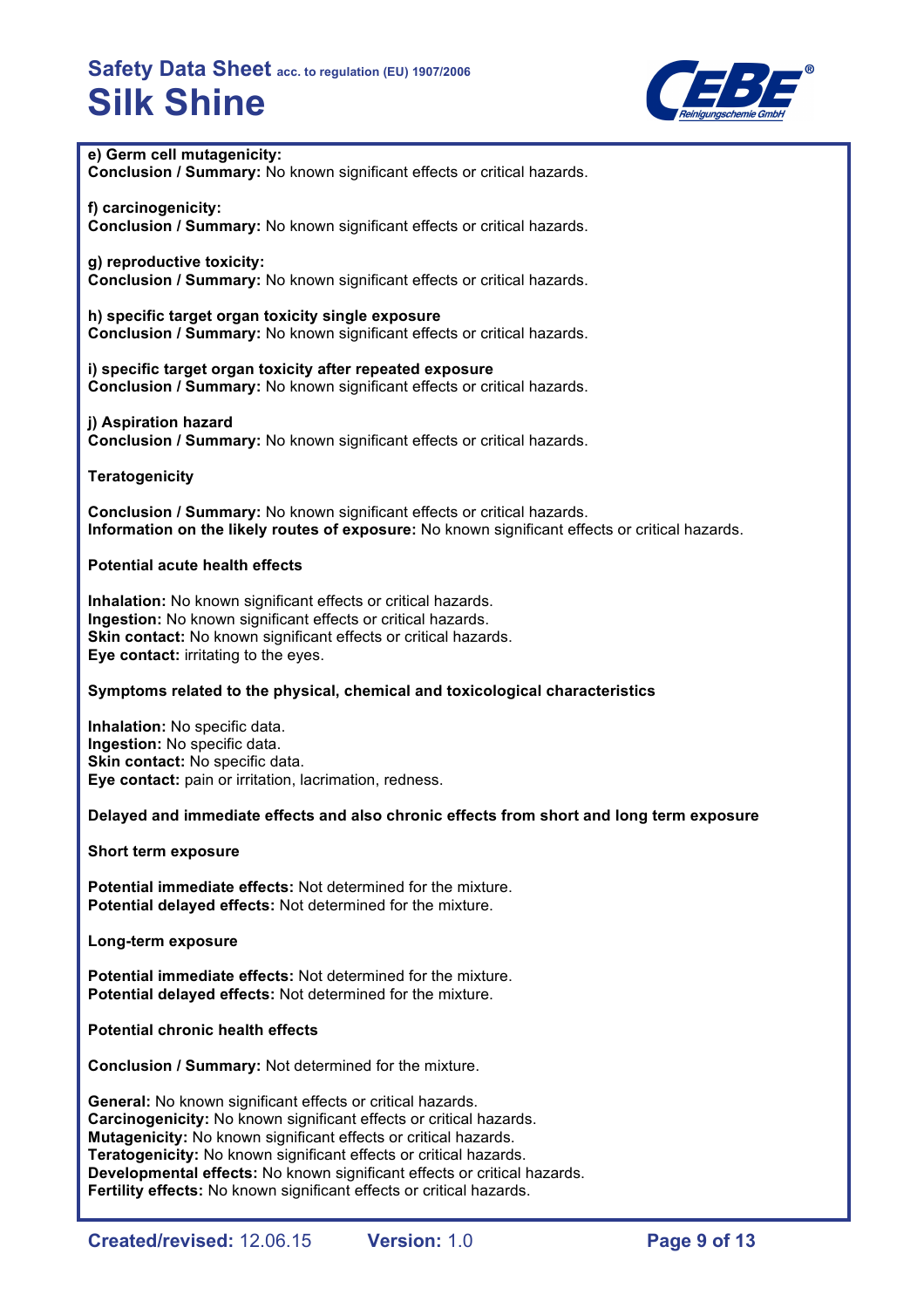**e) Germ cell mutagenicity:**
**Conclusion / Summary:** No known significant effects or critical hazards.

**f) carcinogenicity:**
**Conclusion / Summary:** No known significant effects or critical hazards.

**g) reproductive toxicity:**
**Conclusion / Summary:** No known significant effects or critical hazards.

**h) specific target organ toxicity single exposure**
**Conclusion / Summary:** No known significant effects or critical hazards.

**i) specific target organ toxicity after repeated exposure**
**Conclusion / Summary:** No known significant effects or critical hazards.

**j) Aspiration hazard**
**Conclusion / Summary:** No known significant effects or critical hazards.

**Teratogenicity**

**Conclusion / Summary:** No known significant effects or critical hazards.
**Information on the likely routes of exposure:** No known significant effects or critical hazards.

**Potential acute health effects**

**Inhalation:** No known significant effects or critical hazards.
**Ingestion:** No known significant effects or critical hazards.
**Skin contact:** No known significant effects or critical hazards.
**Eye contact:** irritating to the eyes.

**Symptoms related to the physical, chemical and toxicological characteristics**

**Inhalation:** No specific data.
**Ingestion:** No specific data.
**Skin contact:** No specific data.
**Eye contact:** pain or irritation, lacrimation, redness.

**Delayed and immediate effects and also chronic effects from short and long term exposure**

**Short term exposure**

**Potential immediate effects:** Not determined for the mixture.
**Potential delayed effects:** Not determined for the mixture.

**Long-term exposure**

**Potential immediate effects:** Not determined for the mixture.
**Potential delayed effects:** Not determined for the mixture.

**Potential chronic health effects**

**Conclusion / Summary:** Not determined for the mixture.

**General:** No known significant effects or critical hazards.
**Carcinogenicity:** No known significant effects or critical hazards.
**Mutagenicity:** No known significant effects or critical hazards.
**Teratogenicity:** No known significant effects or critical hazards.
**Developmental effects:** No known significant effects or critical hazards.
**Fertility effects:** No known significant effects or critical hazards.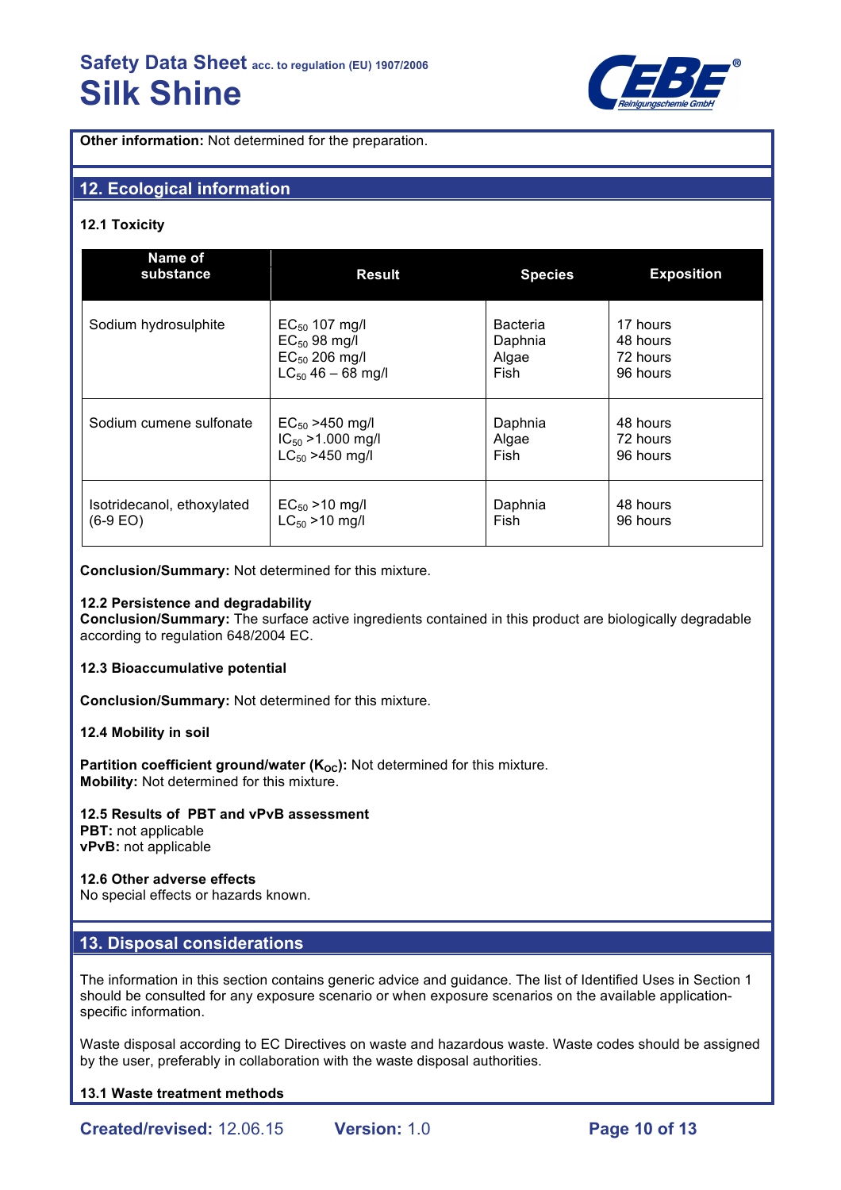**Other information:** Not determined for the preparation.

## 12. Ecological information

### 12.1 Toxicity

| Name of substance | Result | Species | Exposition |
|---|---|---|---|
| Sodium hydrosulphite | $EC_{50}$ 107 mg/l<br>$EC_{50}$ 98 mg/l<br>$EC_{50}$ 206 mg/l<br>$LC_{50}$ 46 – 68 mg/l | Bacteria<br>Daphnia<br>Algae<br>Fish | 17 hours<br>48 hours<br>72 hours<br>96 hours |
| Sodium cumene sulfonate | $EC_{50}$ >450 mg/l<br>$IC_{50}$ >1.000 mg/l<br>$LC_{50}$ >450 mg/l | Daphnia<br>Algae<br>Fish | 48 hours<br>72 hours<br>96 hours |
| Isotridecanol, ethoxylated (6-9 EO) | $EC_{50}$ >10 mg/l<br>$LC_{50}$ >10 mg/l | Daphnia<br>Fish | 48 hours<br>96 hours |

**Conclusion/Summary:** Not determined for this mixture.

### 12.2 Persistence and degradability

**Conclusion/Summary:** The surface active ingredients contained in this product are biologically degradable according to regulation 648/2004 EC.

### 12.3 Bioaccumulative potential

**Conclusion/Summary:** Not determined for this mixture.

### 12.4 Mobility in soil

**Partition coefficient ground/water ($K_{OC}$):** Not determined for this mixture.
**Mobility:** Not determined for this mixture.

### 12.5 Results of PBT and vPvB assessment

**PBT:** not applicable
**vPvB:** not applicable

### 12.6 Other adverse effects

No special effects or hazards known.

## 13. Disposal considerations

The information in this section contains generic advice and guidance. The list of Identified Uses in Section 1 should be consulted for any exposure scenario or when exposure scenarios on the available application-specific information.

Waste disposal according to EC Directives on waste and hazardous waste. Waste codes should be assigned by the user, preferably in collaboration with the waste disposal authorities.

### 13.1 Waste treatment methods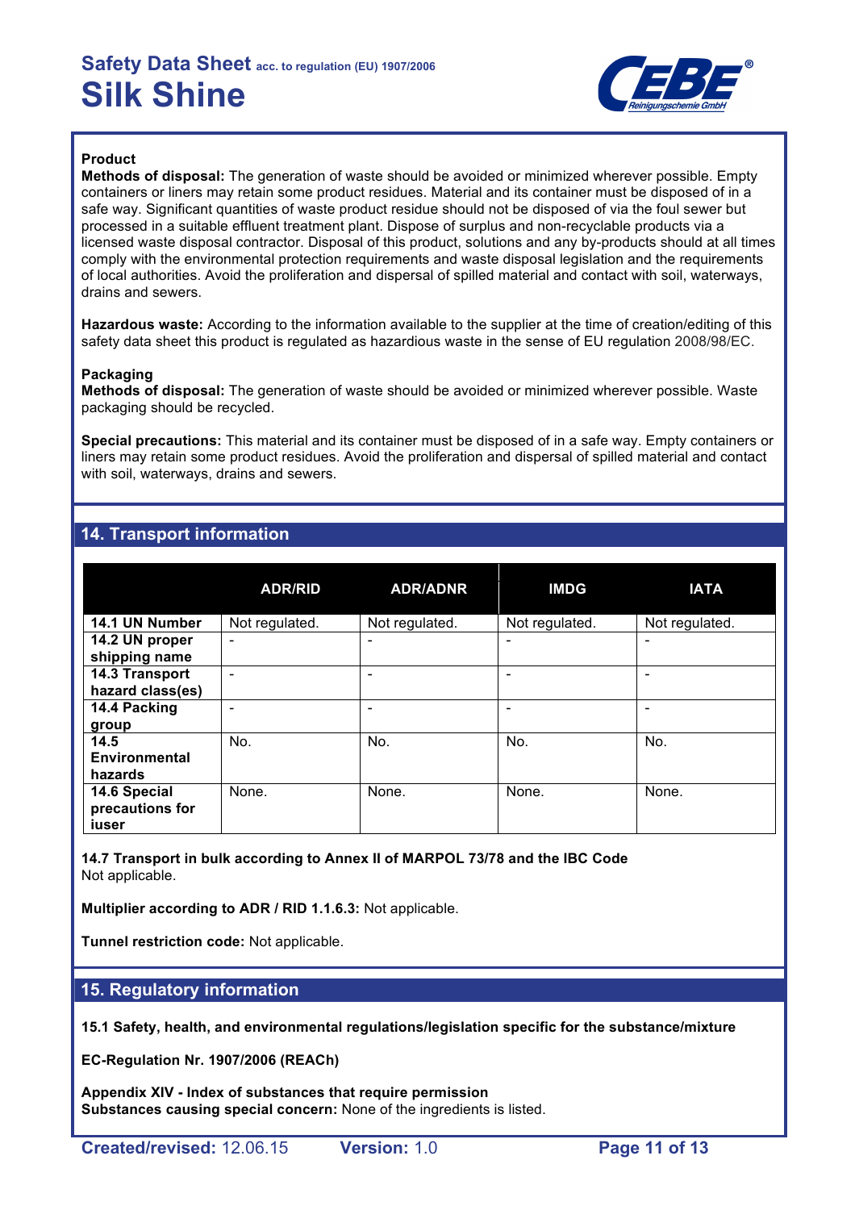**Product**

**Methods of disposal:** The generation of waste should be avoided or minimized wherever possible. Empty containers or liners may retain some product residues. Material and its container must be disposed of in a safe way. Significant quantities of waste product residue should not be disposed of via the foul sewer but processed in a suitable effluent treatment plant. Dispose of surplus and non-recyclable products via a licensed waste disposal contractor. Disposal of this product, solutions and any by-products should at all times comply with the environmental protection requirements and waste disposal legislation and the requirements of local authorities. Avoid the proliferation and dispersal of spilled material and contact with soil, waterways, drains and sewers.

**Hazardous waste:** According to the information available to the supplier at the time of creation/editing of this safety data sheet this product is regulated as hazardious waste in the sense of EU regulation 2008/98/EC.

**Packaging**

**Methods of disposal:** The generation of waste should be avoided or minimized wherever possible. Waste packaging should be recycled.

**Special precautions:** This material and its container must be disposed of in a safe way. Empty containers or liners may retain some product residues. Avoid the proliferation and dispersal of spilled material and contact with soil, waterways, drains and sewers.

## 14. Transport information

| | ADR/RID | ADR/ADNR | IMDG | IATA |
|---|---|---|---|---|
| **14.1 UN Number** | Not regulated. | Not regulated. | Not regulated. | Not regulated. |
| **14.2 UN proper shipping name** | - | - | - | - |
| **14.3 Transport hazard class(es)** | - | - | - | - |
| **14.4 Packing group** | - | - | - | - |
| **14.5 Environmental hazards** | No. | No. | No. | No. |
| **14.6 Special precautions for iuser** | None. | None. | None. | None. |

**14.7 Transport in bulk according to Annex II of MARPOL 73/78 and the IBC Code**
Not applicable.

**Multiplier according to ADR / RID 1.1.6.3:** Not applicable.

**Tunnel restriction code:** Not applicable.

## 15. Regulatory information

**15.1 Safety, health, and environmental regulations/legislation specific for the substance/mixture**

**EC-Regulation Nr. 1907/2006 (REACh)**

**Appendix XIV - Index of substances that require permission**
**Substances causing special concern:** None of the ingredients is listed.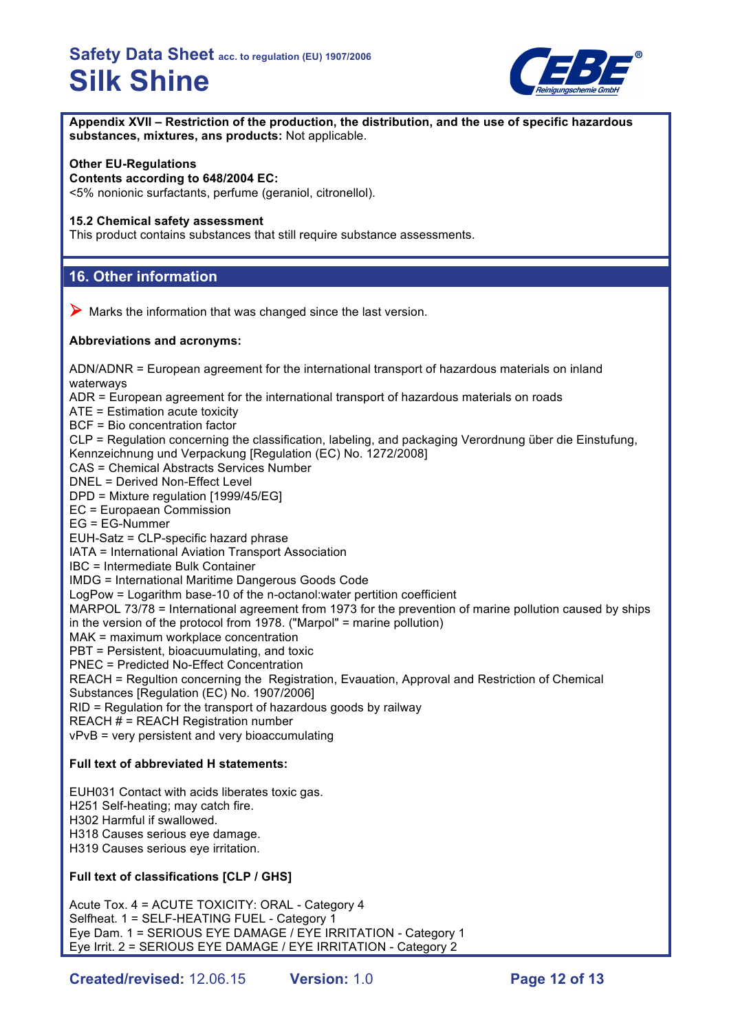**Appendix XVII – Restriction of the production, the distribution, and the use of specific hazardous substances, mixtures, ans products:** Not applicable.

**Other EU-Regulations**

**Contents according to 648/2004 EC:**

<5% nonionic surfactants, perfume (geraniol, citronellol).

**15.2 Chemical safety assessment**

This product contains substances that still require substance assessments.

## 16. Other information

➤ Marks the information that was changed since the last version.

**Abbreviations and acronyms:**

ADN/ADNR = European agreement for the international transport of hazardous materials on inland waterways
ADR = European agreement for the international transport of hazardous materials on roads
ATE = Estimation acute toxicity
BCF = Bio concentration factor
CLP = Regulation concerning the classification, labeling, and packaging Verordnung über die Einstufung, Kennzeichnung und Verpackung [Regulation (EC) No. 1272/2008]
CAS = Chemical Abstracts Services Number
DNEL = Derived Non-Effect Level
DPD = Mixture regulation [1999/45/EG]
EC = Europaean Commission
EG = EG-Nummer
EUH-Satz = CLP-specific hazard phrase
IATA = International Aviation Transport Association
IBC = Intermediate Bulk Container
IMDG = International Maritime Dangerous Goods Code
LogPow = Logarithm base-10 of the n-octanol:water pertition coefficient
MARPOL 73/78 = International agreement from 1973 for the prevention of marine pollution caused by ships in the version of the protocol from 1978. ("Marpol" = marine pollution)
MAK = maximum workplace concentration
PBT = Persistent, bioacuumulating, and toxic
PNEC = Predicted No-Effect Concentration
REACH = Regultion concerning the Registration, Evauation, Approval and Restriction of Chemical Substances [Regulation (EC) No. 1907/2006]
RID = Regulation for the transport of hazardous goods by railway
REACH # = REACH Registration number
vPvB = very persistent and very bioaccumulating

**Full text of abbreviated H statements:**

EUH031 Contact with acids liberates toxic gas.
H251 Self-heating; may catch fire.
H302 Harmful if swallowed.
H318 Causes serious eye damage.
H319 Causes serious eye irritation.

**Full text of classifications [CLP / GHS]**

Acute Tox. 4 = ACUTE TOXICITY: ORAL - Category 4
Selfheat. 1 = SELF-HEATING FUEL - Category 1
Eye Dam. 1 = SERIOUS EYE DAMAGE / EYE IRRITATION - Category 1
Eye Irrit. 2 = SERIOUS EYE DAMAGE / EYE IRRITATION - Category 2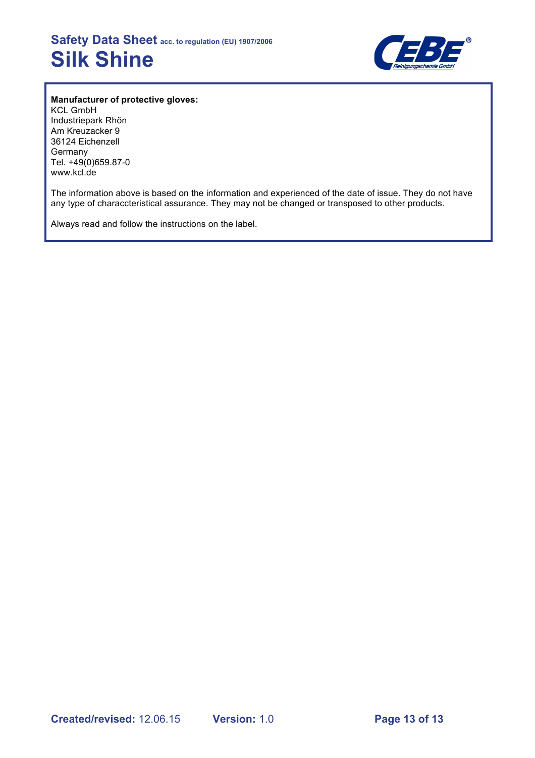**Manufacturer of protective gloves:**
KCL GmbH
Industriepark Rhön
Am Kreuzacker 9
36124 Eichenzell
Germany
Tel. +49(0)659.87-0
www.kcl.de

The information above is based on the information and experienced of the date of issue. They do not have any type of characcteristical assurance. They may not be changed or transposed to other products.

Always read and follow the instructions on the label.